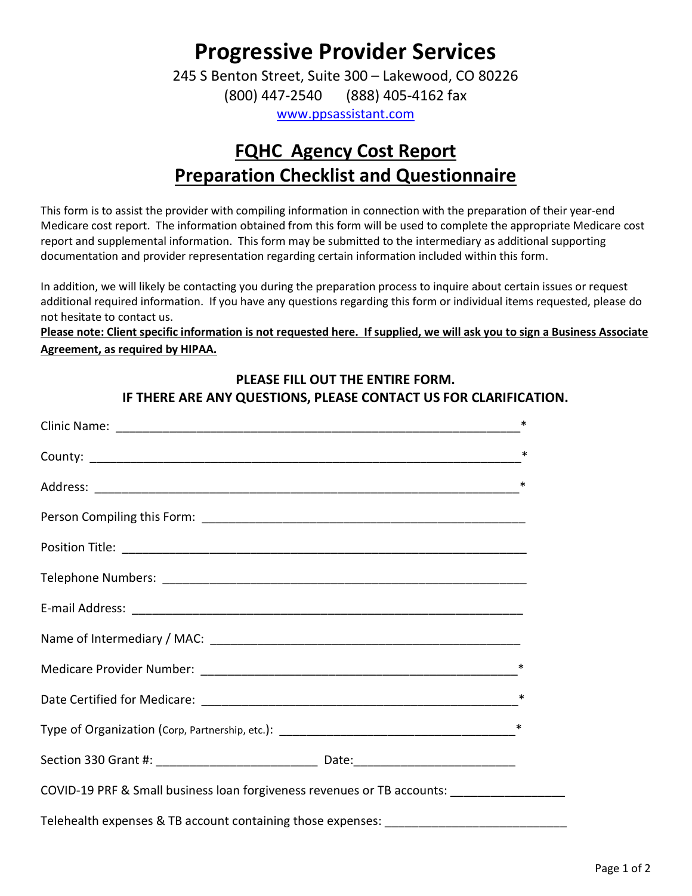# Progressive Provider Services

245 S Benton Street, Suite 300 – Lakewood, CO 80226

(800) 447-2540 (888) 405-4162 fax

www.ppsassistant.com

## FQHC Agency Cost Report
## Preparation Checklist and Questionnaire

This form is to assist the provider with compiling information in connection with the preparation of their year-end Medicare cost report. The information obtained from this form will be used to complete the appropriate Medicare cost report and supplemental information. This form may be submitted to the intermediary as additional supporting documentation and provider representation regarding certain information included within this form.

In addition, we will likely be contacting you during the preparation process to inquire about certain issues or request additional required information. If you have any questions regarding this form or individual items requested, please do not hesitate to contact us.

**Please note: Client specific information is not requested here. If supplied, we will ask you to sign a Business Associate Agreement, as required by HIPAA.**

**PLEASE FILL OUT THE ENTIRE FORM.**
**IF THERE ARE ANY QUESTIONS, PLEASE CONTACT US FOR CLARIFICATION.**

Clinic Name: ____________________________________________________________*

County: ________________________________________________________________*

Address: _______________________________________________________________*

Person Compiling this Form: ______________________________________________

Position Title: ___________________________________________________________

Telephone Numbers: ______________________________________________________

E-mail Address: _________________________________________________________

Name of Intermediary / MAC: ______________________________________________

Medicare Provider Number: ________________________________________________*

Date Certified for Medicare: _______________________________________________*

Type of Organization (Corp, Partnership, etc.): _____________________________________*

Section 330 Grant #: ________________________ Date:________________________

COVID-19 PRF & Small business loan forgiveness revenues or TB accounts: ________________

Telehealth expenses & TB account containing those expenses: ___________________________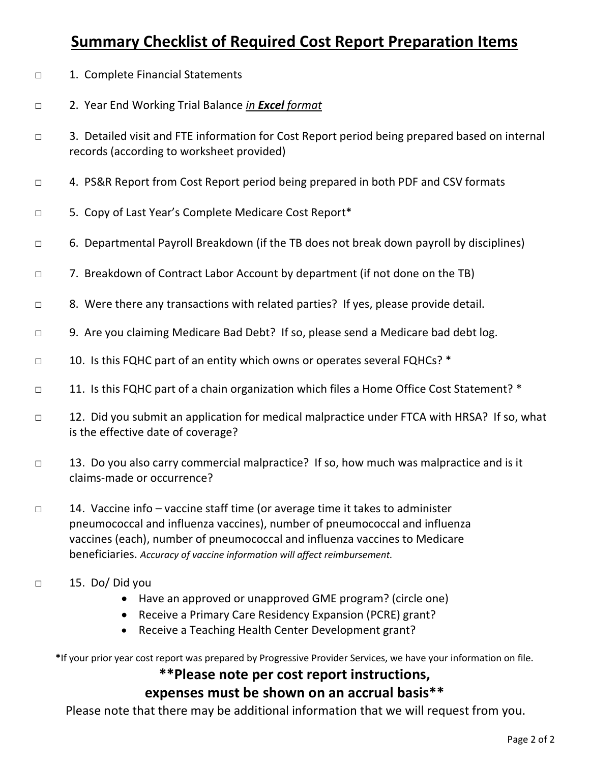# Summary Checklist of Required Cost Report Preparation Items

□ 1. Complete Financial Statements

□ 2. Year End Working Trial Balance *in **Excel** format*

□ 3. Detailed visit and FTE information for Cost Report period being prepared based on internal records (according to worksheet provided)

□ 4. PS&R Report from Cost Report period being prepared in both PDF and CSV formats

□ 5. Copy of Last Year's Complete Medicare Cost Report*

□ 6. Departmental Payroll Breakdown (if the TB does not break down payroll by disciplines)

□ 7. Breakdown of Contract Labor Account by department (if not done on the TB)

□ 8. Were there any transactions with related parties? If yes, please provide detail.

□ 9. Are you claiming Medicare Bad Debt? If so, please send a Medicare bad debt log.

□ 10. Is this FQHC part of an entity which owns or operates several FQHCs? *

□ 11. Is this FQHC part of a chain organization which files a Home Office Cost Statement? *

□ 12. Did you submit an application for medical malpractice under FTCA with HRSA? If so, what is the effective date of coverage?

□ 13. Do you also carry commercial malpractice? If so, how much was malpractice and is it claims-made or occurrence?

□ 14. Vaccine info – vaccine staff time (or average time it takes to administer pneumococcal and influenza vaccines), number of pneumococcal and influenza vaccines (each), number of pneumococcal and influenza vaccines to Medicare beneficiaries. *Accuracy of vaccine information will affect reimbursement.*

□ 15. Do/ Did you

- Have an approved or unapproved GME program? (circle one)
- Receive a Primary Care Residency Expansion (PCRE) grant?
- Receive a Teaching Health Center Development grant?

*If your prior year cost report was prepared by Progressive Provider Services, we have your information on file.

**\*\*Please note per cost report instructions, expenses must be shown on an accrual basis\*\***

Please note that there may be additional information that we will request from you.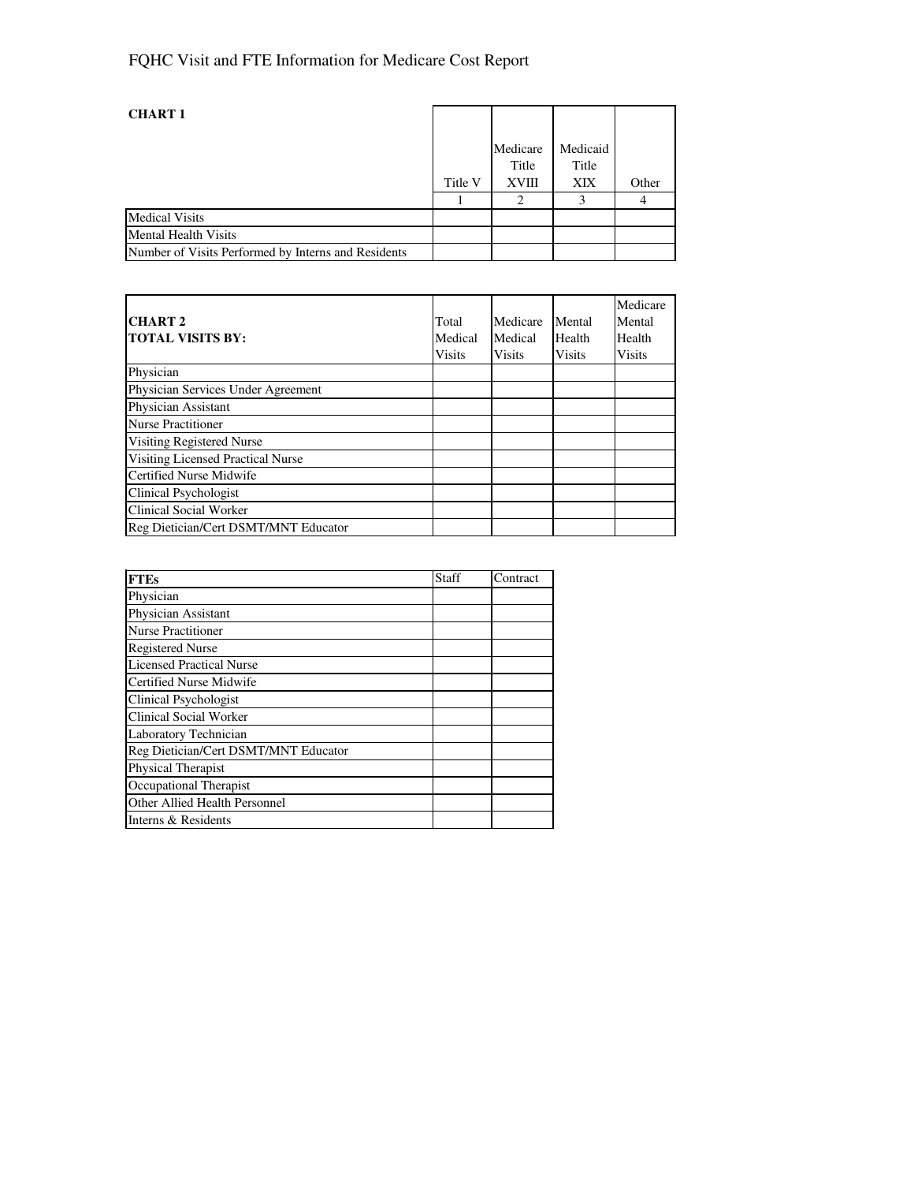# FQHC Visit and FTE Information for Medicare Cost Report

| CHART 1 | Title V | Medicare Title XVIII | Medicaid Title XIX | Other |
|---|---|---|---|---|
| | 1 | 2 | 3 | 4 |
| Medical Visits | | | | |
| Mental Health Visits | | | | |
| Number of Visits Performed by Interns and Residents | | | | |

| **CHART 2**<br>**TOTAL VISITS BY:** | Total Medical Visits | Medicare Medical Visits | Mental Health Visits | Medicare Mental Health Visits |
|---|---|---|---|---|
| Physician | | | | |
| Physician Services Under Agreement | | | | |
| Physician Assistant | | | | |
| Nurse Practitioner | | | | |
| Visiting Registered Nurse | | | | |
| Visiting Licensed Practical Nurse | | | | |
| Certified Nurse Midwife | | | | |
| Clinical Psychologist | | | | |
| Clinical Social Worker | | | | |
| Reg Dietician/Cert DSMT/MNT Educator | | | | |

| **FTEs** | Staff | Contract |
|---|---|---|
| Physician | | |
| Physician Assistant | | |
| Nurse Practitioner | | |
| Registered Nurse | | |
| Licensed Practical Nurse | | |
| Certified Nurse Midwife | | |
| Clinical Psychologist | | |
| Clinical Social Worker | | |
| Laboratory Technician | | |
| Reg Dietician/Cert DSMT/MNT Educator | | |
| Physical Therapist | | |
| Occupational Therapist | | |
| Other Allied Health Personnel | | |
| Interns & Residents | | |